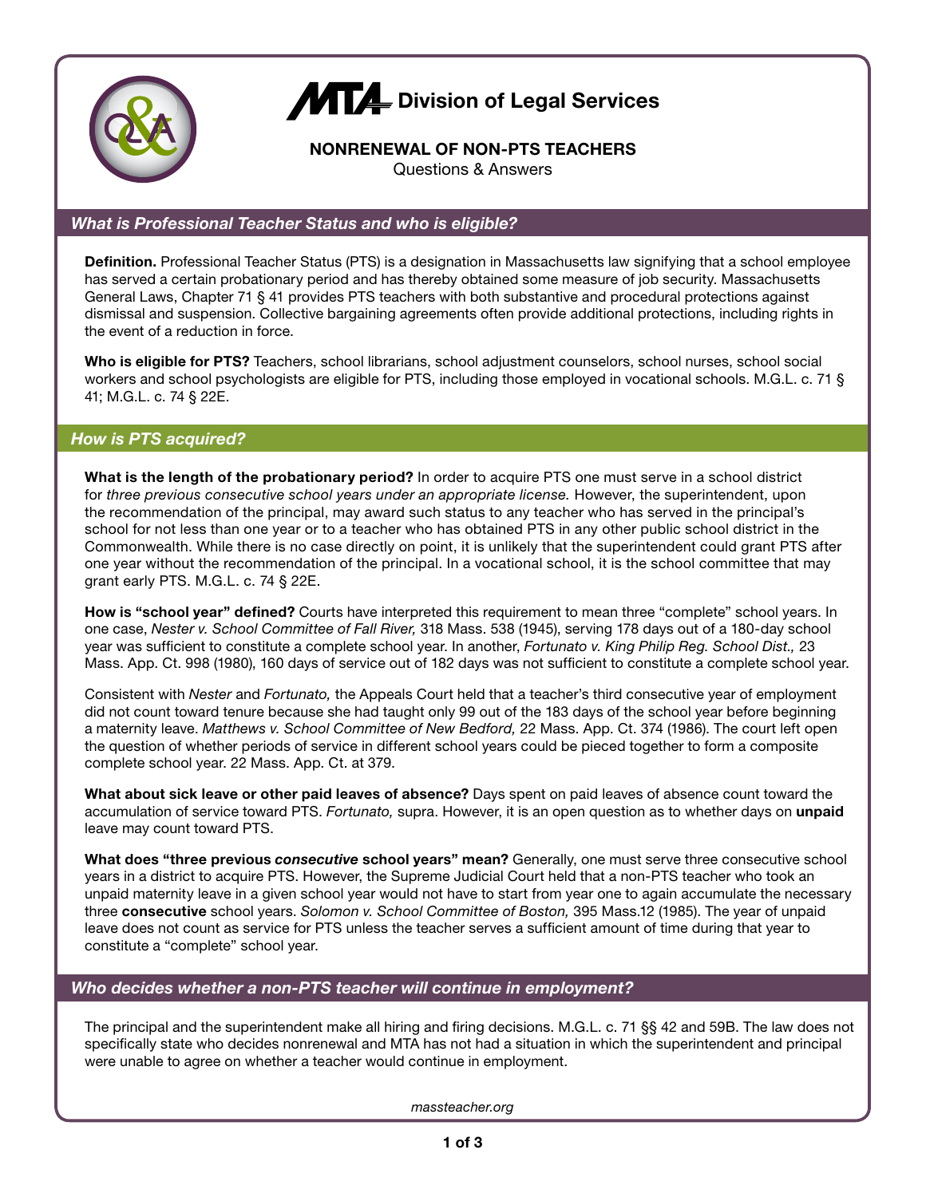# MTA Division of Legal Services

## NONRENEWAL OF NON-PTS TEACHERS

Questions & Answers

### *What is Professional Teacher Status and who is eligible?*

**Definition.** Professional Teacher Status (PTS) is a designation in Massachusetts law signifying that a school employee has served a certain probationary period and has thereby obtained some measure of job security. Massachusetts General Laws, Chapter 71 § 41 provides PTS teachers with both substantive and procedural protections against dismissal and suspension. Collective bargaining agreements often provide additional protections, including rights in the event of a reduction in force.

**Who is eligible for PTS?** Teachers, school librarians, school adjustment counselors, school nurses, school social workers and school psychologists are eligible for PTS, including those employed in vocational schools. M.G.L. c. 71 § 41; M.G.L. c. 74 § 22E.

### *How is PTS acquired?*

**What is the length of the probationary period?** In order to acquire PTS one must serve in a school district for *three previous consecutive school years under an appropriate license.* However, the superintendent, upon the recommendation of the principal, may award such status to any teacher who has served in the principal's school for not less than one year or to a teacher who has obtained PTS in any other public school district in the Commonwealth. While there is no case directly on point, it is unlikely that the superintendent could grant PTS after one year without the recommendation of the principal. In a vocational school, it is the school committee that may grant early PTS. M.G.L. c. 74 § 22E.

**How is "school year" defined?** Courts have interpreted this requirement to mean three "complete" school years. In one case, *Nester v. School Committee of Fall River,* 318 Mass. 538 (1945), serving 178 days out of a 180-day school year was sufficient to constitute a complete school year. In another, *Fortunato v. King Philip Reg. School Dist.,* 23 Mass. App. Ct. 998 (1980), 160 days of service out of 182 days was not sufficient to constitute a complete school year.

Consistent with *Nester* and *Fortunato,* the Appeals Court held that a teacher's third consecutive year of employment did not count toward tenure because she had taught only 99 out of the 183 days of the school year before beginning a maternity leave. *Matthews v. School Committee of New Bedford,* 22 Mass. App. Ct. 374 (1986). The court left open the question of whether periods of service in different school years could be pieced together to form a composite complete school year. 22 Mass. App. Ct. at 379.

**What about sick leave or other paid leaves of absence?** Days spent on paid leaves of absence count toward the accumulation of service toward PTS. *Fortunato,* supra. However, it is an open question as to whether days on **unpaid** leave may count toward PTS.

**What does "three previous *consecutive* school years" mean?** Generally, one must serve three consecutive school years in a district to acquire PTS. However, the Supreme Judicial Court held that a non-PTS teacher who took an unpaid maternity leave in a given school year would not have to start from year one to again accumulate the necessary three **consecutive** school years. *Solomon v. School Committee of Boston,* 395 Mass.12 (1985). The year of unpaid leave does not count as service for PTS unless the teacher serves a sufficient amount of time during that year to constitute a "complete" school year.

### *Who decides whether a non-PTS teacher will continue in employment?*

The principal and the superintendent make all hiring and firing decisions. M.G.L. c. 71 §§ 42 and 59B. The law does not specifically state who decides nonrenewal and MTA has not had a situation in which the superintendent and principal were unable to agree on whether a teacher would continue in employment.

*massteacher.org*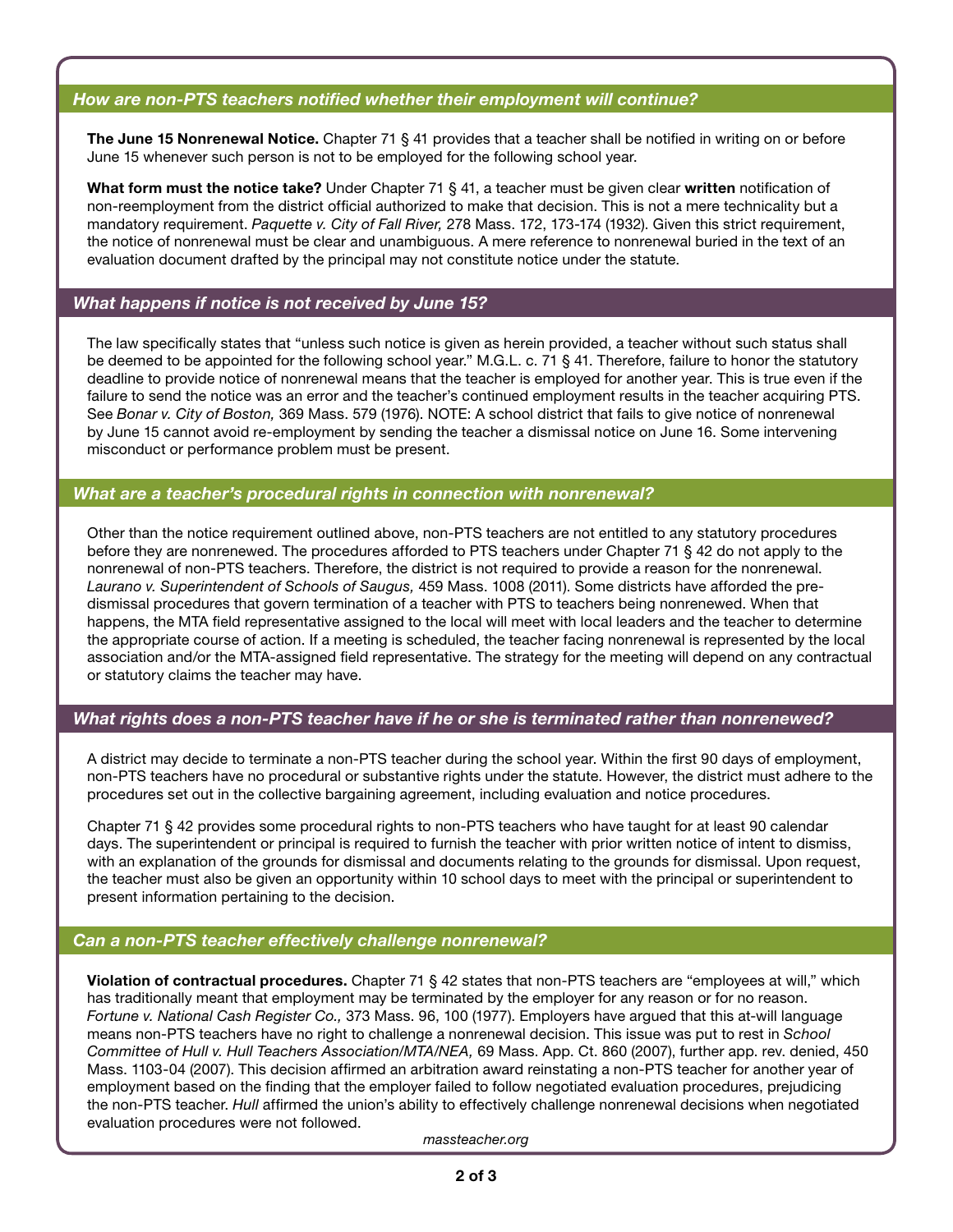### *How are non-PTS teachers notified whether their employment will continue?*

**The June 15 Nonrenewal Notice.** Chapter 71 § 41 provides that a teacher shall be notified in writing on or before June 15 whenever such person is not to be employed for the following school year.

**What form must the notice take?** Under Chapter 71 § 41, a teacher must be given clear **written** notification of non-reemployment from the district official authorized to make that decision. This is not a mere technicality but a mandatory requirement. *Paquette v. City of Fall River,* 278 Mass. 172, 173-174 (1932). Given this strict requirement, the notice of nonrenewal must be clear and unambiguous. A mere reference to nonrenewal buried in the text of an evaluation document drafted by the principal may not constitute notice under the statute.

### *What happens if notice is not received by June 15?*

The law specifically states that "unless such notice is given as herein provided, a teacher without such status shall be deemed to be appointed for the following school year." M.G.L. c. 71 § 41. Therefore, failure to honor the statutory deadline to provide notice of nonrenewal means that the teacher is employed for another year. This is true even if the failure to send the notice was an error and the teacher's continued employment results in the teacher acquiring PTS. See *Bonar v. City of Boston,* 369 Mass. 579 (1976). NOTE: A school district that fails to give notice of nonrenewal by June 15 cannot avoid re-employment by sending the teacher a dismissal notice on June 16. Some intervening misconduct or performance problem must be present.

### *What are a teacher's procedural rights in connection with nonrenewal?*

Other than the notice requirement outlined above, non-PTS teachers are not entitled to any statutory procedures before they are nonrenewed. The procedures afforded to PTS teachers under Chapter 71 § 42 do not apply to the nonrenewal of non-PTS teachers. Therefore, the district is not required to provide a reason for the nonrenewal. *Laurano v. Superintendent of Schools of Saugus,* 459 Mass. 1008 (2011). Some districts have afforded the pre-dismissal procedures that govern termination of a teacher with PTS to teachers being nonrenewed. When that happens, the MTA field representative assigned to the local will meet with local leaders and the teacher to determine the appropriate course of action. If a meeting is scheduled, the teacher facing nonrenewal is represented by the local association and/or the MTA-assigned field representative. The strategy for the meeting will depend on any contractual or statutory claims the teacher may have.

### *What rights does a non-PTS teacher have if he or she is terminated rather than nonrenewed?*

A district may decide to terminate a non-PTS teacher during the school year. Within the first 90 days of employment, non-PTS teachers have no procedural or substantive rights under the statute. However, the district must adhere to the procedures set out in the collective bargaining agreement, including evaluation and notice procedures.

Chapter 71 § 42 provides some procedural rights to non-PTS teachers who have taught for at least 90 calendar days. The superintendent or principal is required to furnish the teacher with prior written notice of intent to dismiss, with an explanation of the grounds for dismissal and documents relating to the grounds for dismissal. Upon request, the teacher must also be given an opportunity within 10 school days to meet with the principal or superintendent to present information pertaining to the decision.

### *Can a non-PTS teacher effectively challenge nonrenewal?*

**Violation of contractual procedures.** Chapter 71 § 42 states that non-PTS teachers are "employees at will," which has traditionally meant that employment may be terminated by the employer for any reason or for no reason. *Fortune v. National Cash Register Co.,* 373 Mass. 96, 100 (1977). Employers have argued that this at-will language means non-PTS teachers have no right to challenge a nonrenewal decision. This issue was put to rest in *School Committee of Hull v. Hull Teachers Association/MTA/NEA,* 69 Mass. App. Ct. 860 (2007), further app. rev. denied, 450 Mass. 1103-04 (2007). This decision affirmed an arbitration award reinstating a non-PTS teacher for another year of employment based on the finding that the employer failed to follow negotiated evaluation procedures, prejudicing the non-PTS teacher. *Hull* affirmed the union's ability to effectively challenge nonrenewal decisions when negotiated evaluation procedures were not followed.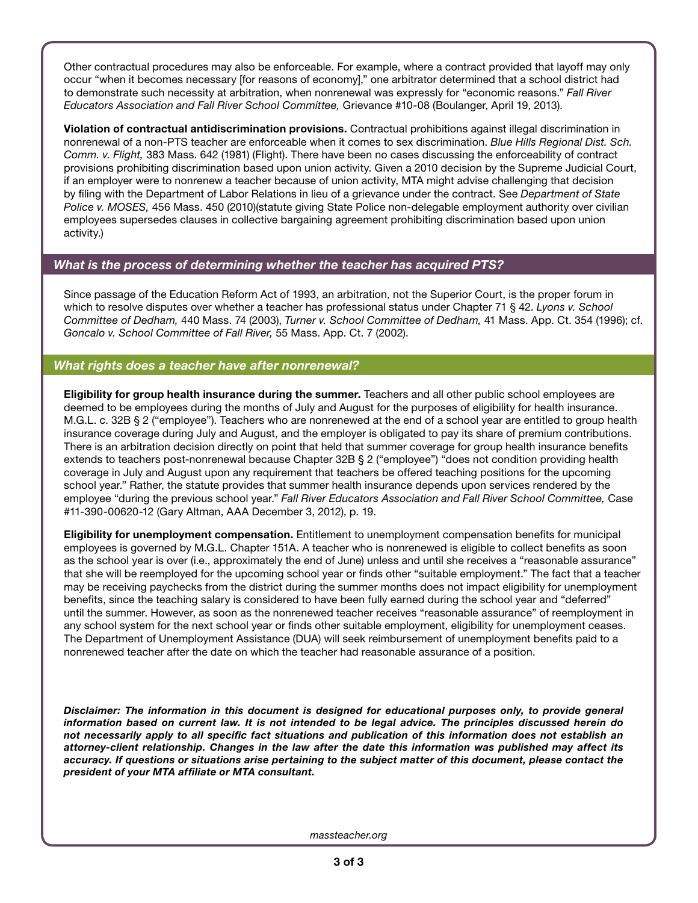Other contractual procedures may also be enforceable. For example, where a contract provided that layoff may only occur "when it becomes necessary [for reasons of economy]," one arbitrator determined that a school district had to demonstrate such necessity at arbitration, when nonrenewal was expressly for "economic reasons." *Fall River Educators Association and Fall River School Committee,* Grievance #10-08 (Boulanger, April 19, 2013).

**Violation of contractual antidiscrimination provisions.** Contractual prohibitions against illegal discrimination in nonrenewal of a non-PTS teacher are enforceable when it comes to sex discrimination. *Blue Hills Regional Dist. Sch. Comm. v. Flight,* 383 Mass. 642 (1981) (Flight). There have been no cases discussing the enforceability of contract provisions prohibiting discrimination based upon union activity. Given a 2010 decision by the Supreme Judicial Court, if an employer were to nonrenew a teacher because of union activity, MTA might advise challenging that decision by filing with the Department of Labor Relations in lieu of a grievance under the contract. See *Department of State Police v. MOSES,* 456 Mass. 450 (2010)(statute giving State Police non-delegable employment authority over civilian employees supersedes clauses in collective bargaining agreement prohibiting discrimination based upon union activity.)

## *What is the process of determining whether the teacher has acquired PTS?*

Since passage of the Education Reform Act of 1993, an arbitration, not the Superior Court, is the proper forum in which to resolve disputes over whether a teacher has professional status under Chapter 71 § 42. *Lyons v. School Committee of Dedham,* 440 Mass. 74 (2003), *Turner v. School Committee of Dedham,* 41 Mass. App. Ct. 354 (1996); cf. *Goncalo v. School Committee of Fall River,* 55 Mass. App. Ct. 7 (2002).

## *What rights does a teacher have after nonrenewal?*

**Eligibility for group health insurance during the summer.** Teachers and all other public school employees are deemed to be employees during the months of July and August for the purposes of eligibility for health insurance. M.G.L. c. 32B § 2 ("employee"). Teachers who are nonrenewed at the end of a school year are entitled to group health insurance coverage during July and August, and the employer is obligated to pay its share of premium contributions. There is an arbitration decision directly on point that held that summer coverage for group health insurance benefits extends to teachers post-nonrenewal because Chapter 32B § 2 ("employee") "does not condition providing health coverage in July and August upon any requirement that teachers be offered teaching positions for the upcoming school year." Rather, the statute provides that summer health insurance depends upon services rendered by the employee "during the previous school year." *Fall River Educators Association and Fall River School Committee,* Case #11-390-00620-12 (Gary Altman, AAA December 3, 2012), p. 19.

**Eligibility for unemployment compensation.** Entitlement to unemployment compensation benefits for municipal employees is governed by M.G.L. Chapter 151A. A teacher who is nonrenewed is eligible to collect benefits as soon as the school year is over (i.e., approximately the end of June) unless and until she receives a "reasonable assurance" that she will be reemployed for the upcoming school year or finds other "suitable employment." The fact that a teacher may be receiving paychecks from the district during the summer months does not impact eligibility for unemployment benefits, since the teaching salary is considered to have been fully earned during the school year and "deferred" until the summer. However, as soon as the nonrenewed teacher receives "reasonable assurance" of reemployment in any school system for the next school year or finds other suitable employment, eligibility for unemployment ceases. The Department of Unemployment Assistance (DUA) will seek reimbursement of unemployment benefits paid to a nonrenewed teacher after the date on which the teacher had reasonable assurance of a position.

***Disclaimer: The information in this document is designed for educational purposes only, to provide general information based on current law. It is not intended to be legal advice. The principles discussed herein do not necessarily apply to all specific fact situations and publication of this information does not establish an attorney-client relationship. Changes in the law after the date this information was published may affect its accuracy. If questions or situations arise pertaining to the subject matter of this document, please contact the president of your MTA affiliate or MTA consultant.***

*massteacher.org*